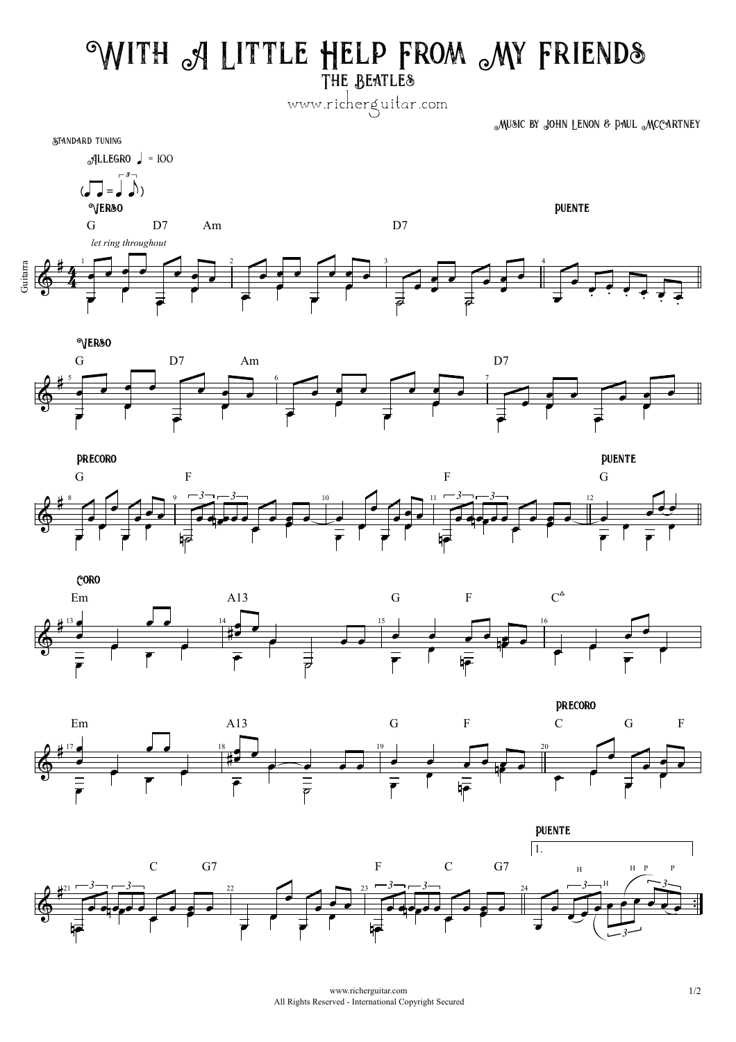# With A Little Help From My Friends

## The Beatles

www.richerguitar.com

Music by John Lenon & Paul McCartney

Standard tuning

Allegro ♩ = 100

Verso — Puente — Verso — Precoro — Puente — Coro — Precoro — Puente

G D7 Am D7

*let ring throughout*

G D7 Am D7

G F F G

Em A13 G F C△

Em A13 G F C G F

C G7 F C G7

1.

H H P P

www.richerguitar.com
All Rights Reserved - International Copyright Secured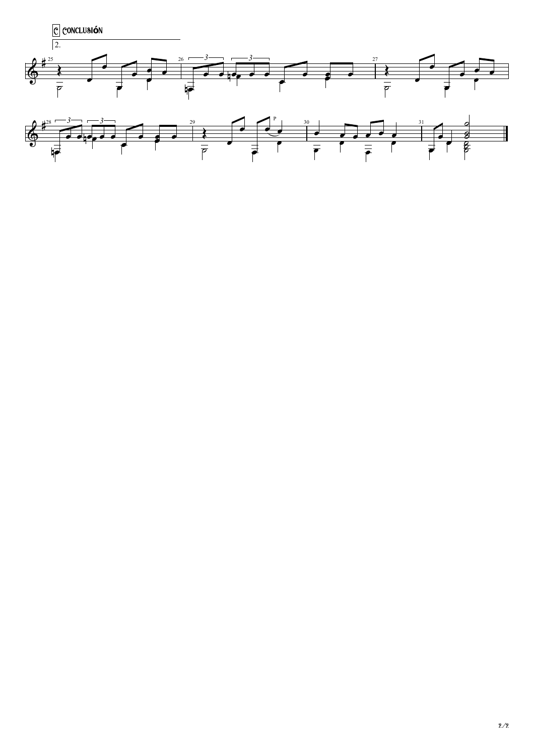## C CONCLUSIÓN